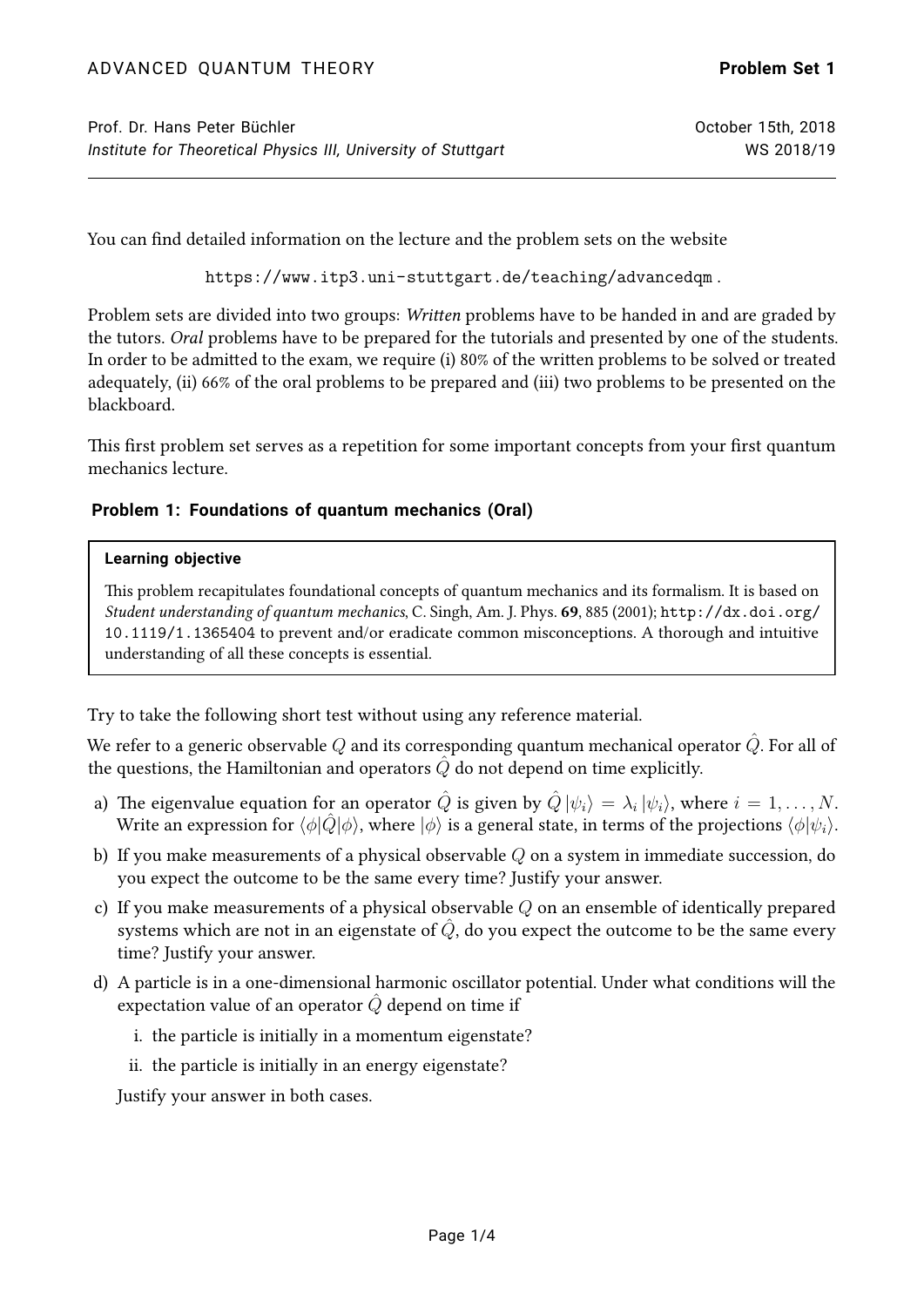ADVANCED QUANTUM THEORY **Problem Set 1**

Prof. Dr. Hans Peter Büchler
*Institute for Theoretical Physics III, University of Stuttgart*

October 15th, 2018
WS 2018/19

---

You can find detailed information on the lecture and the problem sets on the website

https://www.itp3.uni-stuttgart.de/teaching/advancedqm .

Problem sets are divided into two groups: *Written* problems have to be handed in and are graded by the tutors. *Oral* problems have to be prepared for the tutorials and presented by one of the students. In order to be admitted to the exam, we require (i) 80% of the written problems to be solved or treated adequately, (ii) 66% of the oral problems to be prepared and (iii) two problems to be presented on the blackboard.

This first problem set serves as a repetition for some important concepts from your first quantum mechanics lecture.

### Problem 1: Foundations of quantum mechanics (Oral)

> **Learning objective**
>
> This problem recapitulates foundational concepts of quantum mechanics and its formalism. It is based on *Student understanding of quantum mechanics*, C. Singh, Am. J. Phys. **69**, 885 (2001); http://dx.doi.org/10.1119/1.1365404 to prevent and/or eradicate common misconceptions. A thorough and intuitive understanding of all these concepts is essential.

Try to take the following short test without using any reference material.

We refer to a generic observable $Q$ and its corresponding quantum mechanical operator $\hat{Q}$. For all of the questions, the Hamiltonian and operators $\hat{Q}$ do not depend on time explicitly.

a) The eigenvalue equation for an operator $\hat{Q}$ is given by $\hat{Q}\,|\psi_i\rangle = \lambda_i\,|\psi_i\rangle$, where $i = 1, \ldots, N$. Write an expression for $\langle\phi|\hat{Q}|\phi\rangle$, where $|\phi\rangle$ is a general state, in terms of the projections $\langle\phi|\psi_i\rangle$.

b) If you make measurements of a physical observable $Q$ on a system in immediate succession, do you expect the outcome to be the same every time? Justify your answer.

c) If you make measurements of a physical observable $Q$ on an ensemble of identically prepared systems which are not in an eigenstate of $\hat{Q}$, do you expect the outcome to be the same every time? Justify your answer.

d) A particle is in a one-dimensional harmonic oscillator potential. Under what conditions will the expectation value of an operator $\hat{Q}$ depend on time if

   i. the particle is initially in a momentum eigenstate?

   ii. the particle is initially in an energy eigenstate?

   Justify your answer in both cases.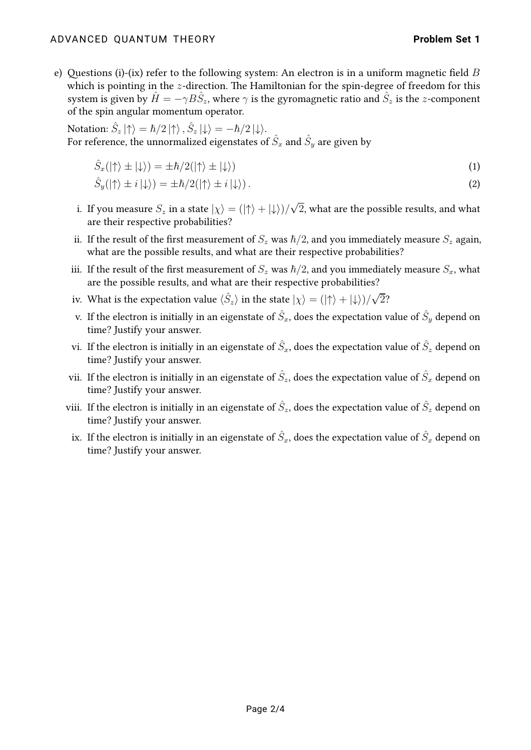e) Questions (i)-(ix) refer to the following system: An electron is in a uniform magnetic field $B$ which is pointing in the $z$-direction. The Hamiltonian for the spin-degree of freedom for this system is given by $\hat{H} = -\gamma B \hat{S}_z$, where $\gamma$ is the gyromagnetic ratio and $\hat{S}_z$ is the $z$-component of the spin angular momentum operator.

   Notation: $\hat{S}_z \left|\uparrow\right\rangle = \hbar/2 \left|\uparrow\right\rangle$, $\hat{S}_z \left|\downarrow\right\rangle = -\hbar/2 \left|\downarrow\right\rangle$.
   For reference, the unnormalized eigenstates of $\hat{S}_x$ and $\hat{S}_y$ are given by

$$\hat{S}_x(\left|\uparrow\right\rangle \pm \left|\downarrow\right\rangle) = \pm\hbar/2(\left|\uparrow\right\rangle \pm \left|\downarrow\right\rangle) \tag{1}$$

$$\hat{S}_y(\left|\uparrow\right\rangle \pm i\left|\downarrow\right\rangle) = \pm\hbar/2(\left|\uparrow\right\rangle \pm i\left|\downarrow\right\rangle)\,. \tag{2}$$

   i. If you measure $S_z$ in a state $\left|\chi\right\rangle = (\left|\uparrow\right\rangle + \left|\downarrow\right\rangle)/\sqrt{2}$, what are the possible results, and what are their respective probabilities?

   ii. If the result of the first measurement of $S_z$ was $\hbar/2$, and you immediately measure $S_z$ again, what are the possible results, and what are their respective probabilities?

   iii. If the result of the first measurement of $S_z$ was $\hbar/2$, and you immediately measure $S_x$, what are the possible results, and what are their respective probabilities?

   iv. What is the expectation value $\langle \hat{S}_z \rangle$ in the state $\left|\chi\right\rangle = (\left|\uparrow\right\rangle + \left|\downarrow\right\rangle)/\sqrt{2}$?

   v. If the electron is initially in an eigenstate of $\hat{S}_x$, does the expectation value of $\hat{S}_y$ depend on time? Justify your answer.

   vi. If the electron is initially in an eigenstate of $\hat{S}_x$, does the expectation value of $\hat{S}_z$ depend on time? Justify your answer.

   vii. If the electron is initially in an eigenstate of $\hat{S}_z$, does the expectation value of $\hat{S}_x$ depend on time? Justify your answer.

   viii. If the electron is initially in an eigenstate of $\hat{S}_z$, does the expectation value of $\hat{S}_z$ depend on time? Justify your answer.

   ix. If the electron is initially in an eigenstate of $\hat{S}_x$, does the expectation value of $\hat{S}_x$ depend on time? Justify your answer.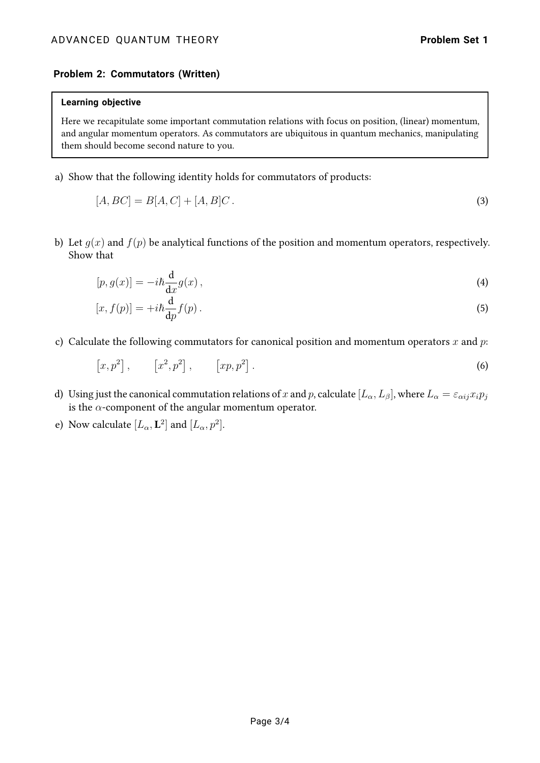### Problem 2: Commutators (Written)

**Learning objective**

Here we recapitulate some important commutation relations with focus on position, (linear) momentum, and angular momentum operators. As commutators are ubiquitous in quantum mechanics, manipulating them should become second nature to you.

a) Show that the following identity holds for commutators of products:

$$[A, BC] = B[A, C] + [A, B]C\,. \tag{3}$$

b) Let $g(x)$ and $f(p)$ be analytical functions of the position and momentum operators, respectively. Show that

$$[p, g(x)] = -i\hbar \frac{\mathrm{d}}{\mathrm{d}x} g(x)\,, \tag{4}$$

$$[x, f(p)] = +i\hbar \frac{\mathrm{d}}{\mathrm{d}p} f(p)\,. \tag{5}$$

c) Calculate the following commutators for canonical position and momentum operators $x$ and $p$:

$$\left[x, p^2\right], \qquad \left[x^2, p^2\right], \qquad \left[xp, p^2\right]. \tag{6}$$

d) Using just the canonical commutation relations of $x$ and $p$, calculate $[L_\alpha, L_\beta]$, where $L_\alpha = \varepsilon_{\alpha ij} x_i p_j$ is the $\alpha$-component of the angular momentum operator.

e) Now calculate $[L_\alpha, \mathbf{L}^2]$ and $[L_\alpha, p^2]$.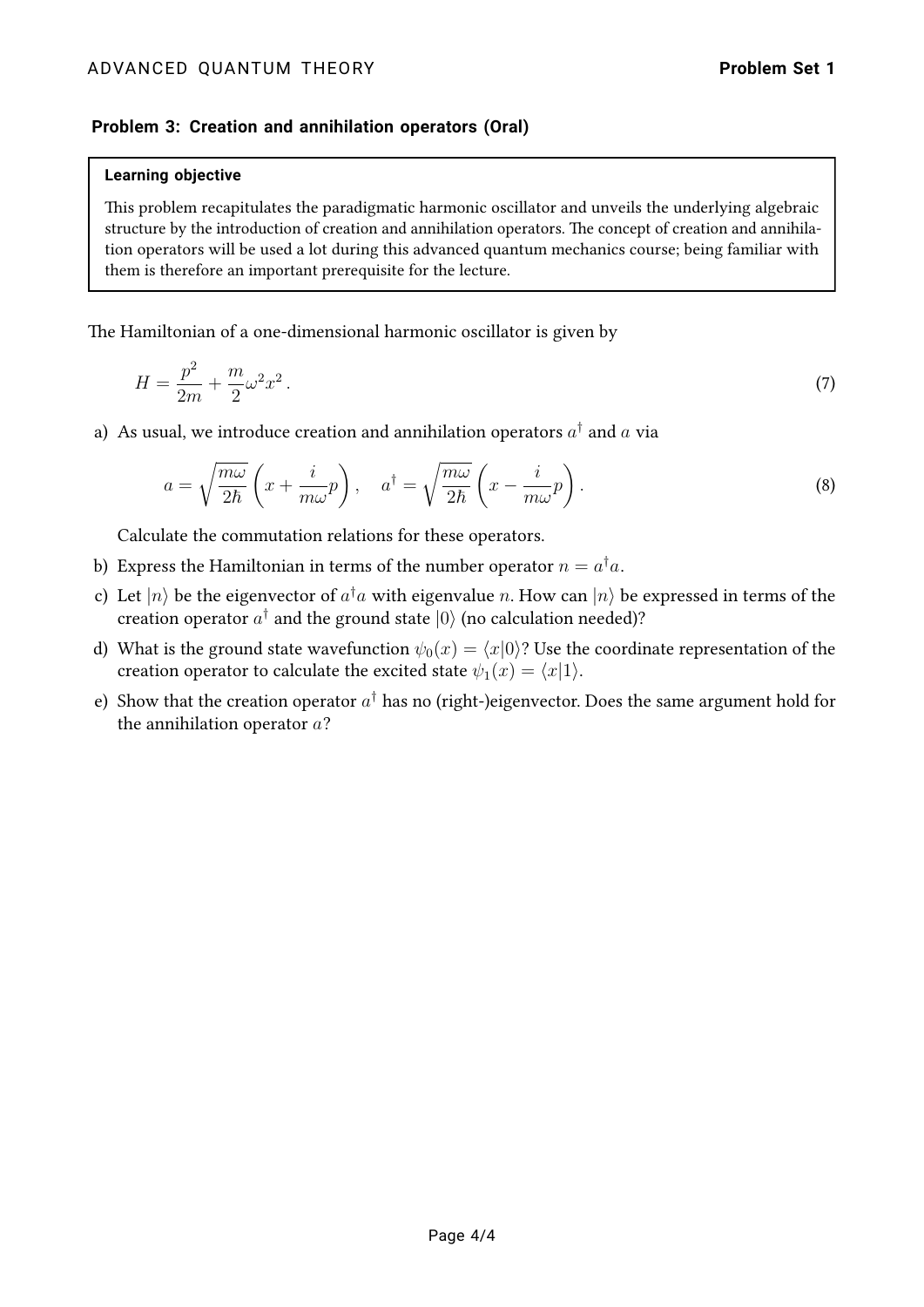### Problem 3: Creation and annihilation operators (Oral)

> **Learning objective**
>
> This problem recapitulates the paradigmatic harmonic oscillator and unveils the underlying algebraic structure by the introduction of creation and annihilation operators. The concept of creation and annihilation operators will be used a lot during this advanced quantum mechanics course; being familiar with them is therefore an important prerequisite for the lecture.

The Hamiltonian of a one-dimensional harmonic oscillator is given by

$$H = \frac{p^2}{2m} + \frac{m}{2}\omega^2 x^2 \,. \tag{7}$$

a) As usual, we introduce creation and annihilation operators $a^\dagger$ and $a$ via

$$a = \sqrt{\frac{m\omega}{2\hbar}}\left(x + \frac{i}{m\omega}p\right), \quad a^\dagger = \sqrt{\frac{m\omega}{2\hbar}}\left(x - \frac{i}{m\omega}p\right). \tag{8}$$

Calculate the commutation relations for these operators.

b) Express the Hamiltonian in terms of the number operator $n = a^\dagger a$.

c) Let $|n\rangle$ be the eigenvector of $a^\dagger a$ with eigenvalue $n$. How can $|n\rangle$ be expressed in terms of the creation operator $a^\dagger$ and the ground state $|0\rangle$ (no calculation needed)?

d) What is the ground state wavefunction $\psi_0(x) = \langle x|0\rangle$? Use the coordinate representation of the creation operator to calculate the excited state $\psi_1(x) = \langle x|1\rangle$.

e) Show that the creation operator $a^\dagger$ has no (right-)eigenvector. Does the same argument hold for the annihilation operator $a$?